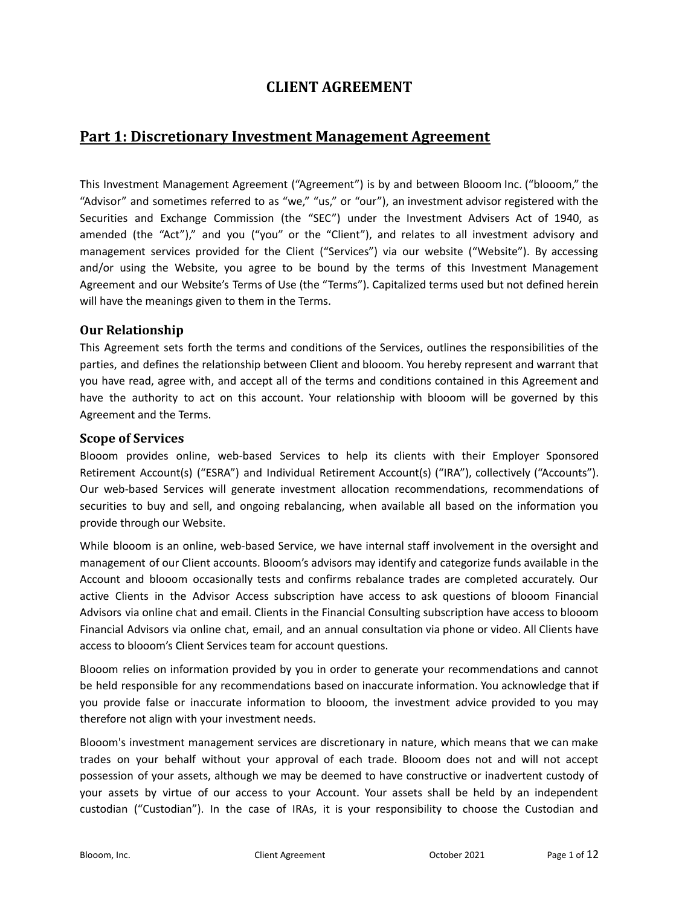# CLIENT AGREEMENT

## Part 1: Discretionary Investment Management Agreement

This Investment Management Agreement ("Agreement") is by and between Blooom Inc. ("blooom," the "Advisor" and sometimes referred to as "we," "us," or "our"), an investment advisor registered with the Securities and Exchange Commission (the "SEC") under the Investment Advisers Act of 1940, as amended (the "Act")," and you ("you" or the "Client"), and relates to all investment advisory and management services provided for the Client ("Services") via our website ("Website"). By accessing and/or using the Website, you agree to be bound by the terms of this Investment Management Agreement and our Website's Terms of Use (the "Terms"). Capitalized terms used but not defined herein will have the meanings given to them in the Terms.

### Our Relationship

This Agreement sets forth the terms and conditions of the Services, outlines the responsibilities of the parties, and defines the relationship between Client and blooom. You hereby represent and warrant that you have read, agree with, and accept all of the terms and conditions contained in this Agreement and have the authority to act on this account. Your relationship with blooom will be governed by this Agreement and the Terms.

### Scope of Services

Blooom provides online, web-based Services to help its clients with their Employer Sponsored Retirement Account(s) ("ESRA") and Individual Retirement Account(s) ("IRA"), collectively ("Accounts"). Our web-based Services will generate investment allocation recommendations, recommendations of securities to buy and sell, and ongoing rebalancing, when available all based on the information you provide through our Website.

While blooom is an online, web-based Service, we have internal staff involvement in the oversight and management of our Client accounts. Blooom's advisors may identify and categorize funds available in the Account and blooom occasionally tests and confirms rebalance trades are completed accurately. Our active Clients in the Advisor Access subscription have access to ask questions of blooom Financial Advisors via online chat and email. Clients in the Financial Consulting subscription have access to blooom Financial Advisors via online chat, email, and an annual consultation via phone or video. All Clients have access to blooom's Client Services team for account questions.

Blooom relies on information provided by you in order to generate your recommendations and cannot be held responsible for any recommendations based on inaccurate information. You acknowledge that if you provide false or inaccurate information to blooom, the investment advice provided to you may therefore not align with your investment needs.

Blooom's investment management services are discretionary in nature, which means that we can make trades on your behalf without your approval of each trade. Blooom does not and will not accept possession of your assets, although we may be deemed to have constructive or inadvertent custody of your assets by virtue of our access to your Account. Your assets shall be held by an independent custodian ("Custodian"). In the case of IRAs, it is your responsibility to choose the Custodian and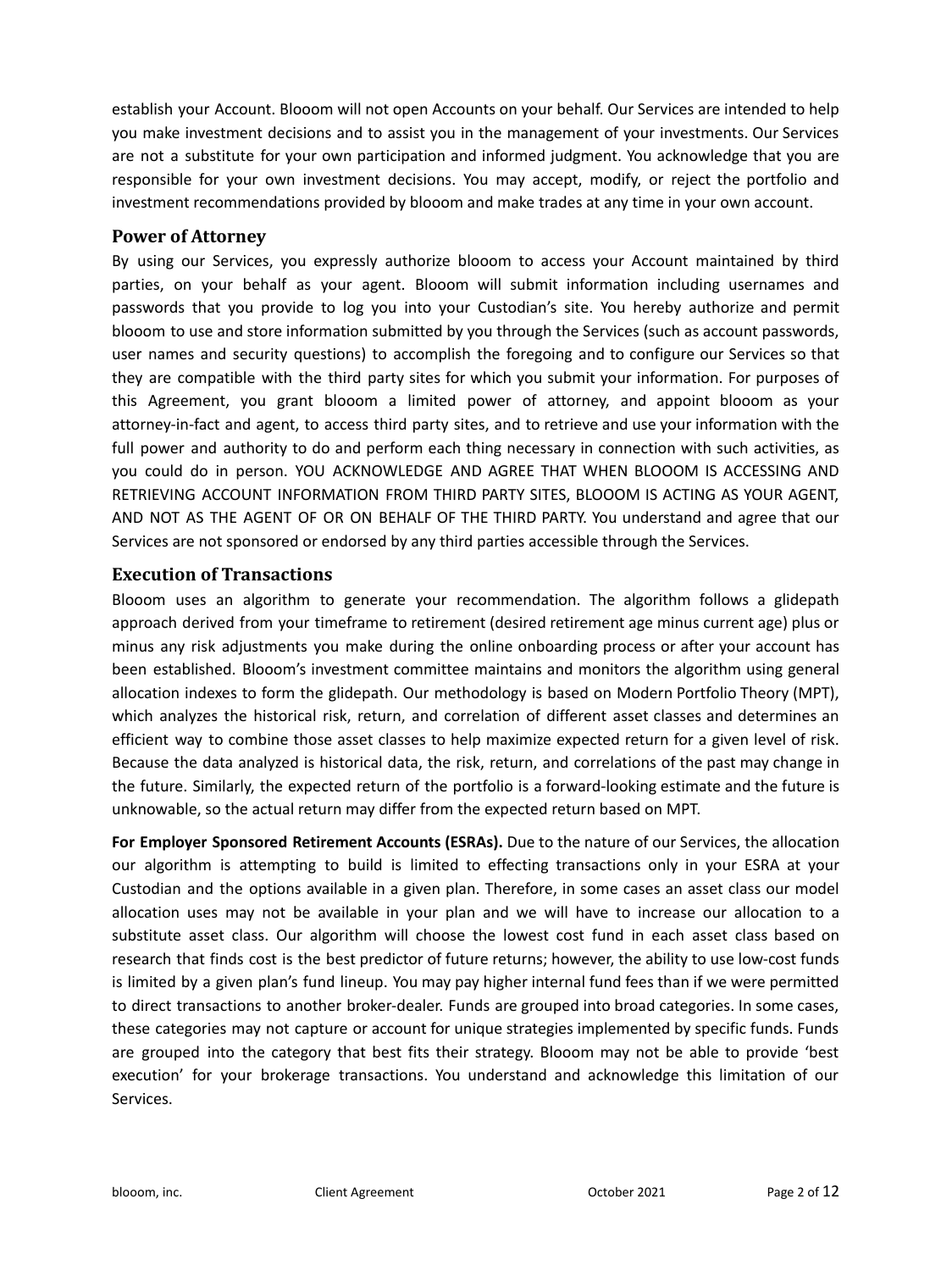establish your Account. Blooom will not open Accounts on your behalf. Our Services are intended to help you make investment decisions and to assist you in the management of your investments. Our Services are not a substitute for your own participation and informed judgment. You acknowledge that you are responsible for your own investment decisions. You may accept, modify, or reject the portfolio and investment recommendations provided by blooom and make trades at any time in your own account.

## Power of Attorney

By using our Services, you expressly authorize blooom to access your Account maintained by third parties, on your behalf as your agent. Blooom will submit information including usernames and passwords that you provide to log you into your Custodian's site. You hereby authorize and permit blooom to use and store information submitted by you through the Services (such as account passwords, user names and security questions) to accomplish the foregoing and to configure our Services so that they are compatible with the third party sites for which you submit your information. For purposes of this Agreement, you grant blooom a limited power of attorney, and appoint blooom as your attorney-in-fact and agent, to access third party sites, and to retrieve and use your information with the full power and authority to do and perform each thing necessary in connection with such activities, as you could do in person. YOU ACKNOWLEDGE AND AGREE THAT WHEN BLOOOM IS ACCESSING AND RETRIEVING ACCOUNT INFORMATION FROM THIRD PARTY SITES, BLOOOM IS ACTING AS YOUR AGENT, AND NOT AS THE AGENT OF OR ON BEHALF OF THE THIRD PARTY. You understand and agree that our Services are not sponsored or endorsed by any third parties accessible through the Services.

## Execution of Transactions

Blooom uses an algorithm to generate your recommendation. The algorithm follows a glidepath approach derived from your timeframe to retirement (desired retirement age minus current age) plus or minus any risk adjustments you make during the online onboarding process or after your account has been established. Blooom's investment committee maintains and monitors the algorithm using general allocation indexes to form the glidepath. Our methodology is based on Modern Portfolio Theory (MPT), which analyzes the historical risk, return, and correlation of different asset classes and determines an efficient way to combine those asset classes to help maximize expected return for a given level of risk. Because the data analyzed is historical data, the risk, return, and correlations of the past may change in the future. Similarly, the expected return of the portfolio is a forward-looking estimate and the future is unknowable, so the actual return may differ from the expected return based on MPT.

**For Employer Sponsored Retirement Accounts (ESRAs).** Due to the nature of our Services, the allocation our algorithm is attempting to build is limited to effecting transactions only in your ESRA at your Custodian and the options available in a given plan. Therefore, in some cases an asset class our model allocation uses may not be available in your plan and we will have to increase our allocation to a substitute asset class. Our algorithm will choose the lowest cost fund in each asset class based on research that finds cost is the best predictor of future returns; however, the ability to use low-cost funds is limited by a given plan's fund lineup. You may pay higher internal fund fees than if we were permitted to direct transactions to another broker-dealer. Funds are grouped into broad categories. In some cases, these categories may not capture or account for unique strategies implemented by specific funds. Funds are grouped into the category that best fits their strategy. Blooom may not be able to provide 'best execution' for your brokerage transactions. You understand and acknowledge this limitation of our Services.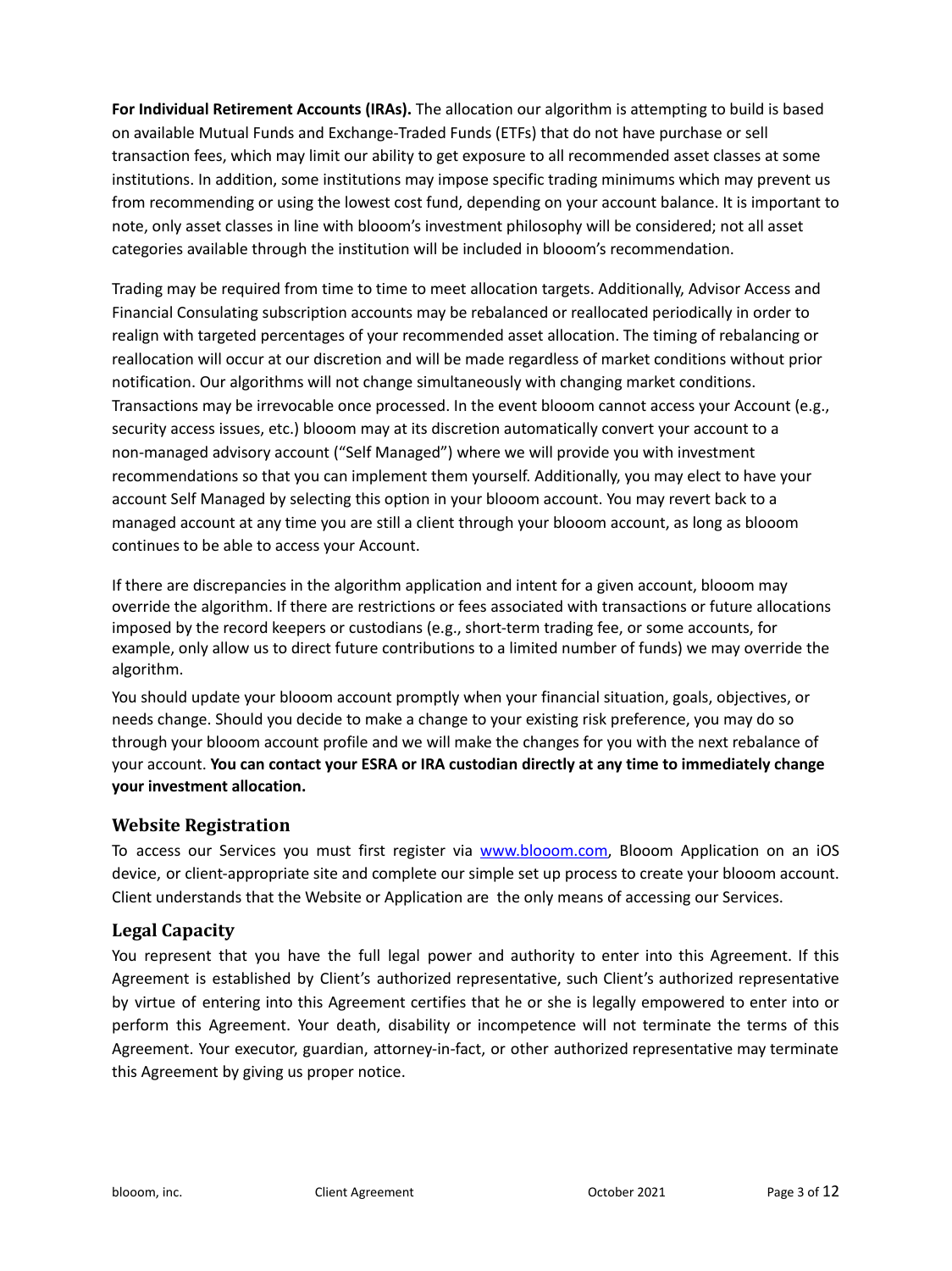**For Individual Retirement Accounts (IRAs).** The allocation our algorithm is attempting to build is based on available Mutual Funds and Exchange-Traded Funds (ETFs) that do not have purchase or sell transaction fees, which may limit our ability to get exposure to all recommended asset classes at some institutions. In addition, some institutions may impose specific trading minimums which may prevent us from recommending or using the lowest cost fund, depending on your account balance. It is important to note, only asset classes in line with blooom's investment philosophy will be considered; not all asset categories available through the institution will be included in blooom's recommendation.

Trading may be required from time to time to meet allocation targets. Additionally, Advisor Access and Financial Consulating subscription accounts may be rebalanced or reallocated periodically in order to realign with targeted percentages of your recommended asset allocation. The timing of rebalancing or reallocation will occur at our discretion and will be made regardless of market conditions without prior notification. Our algorithms will not change simultaneously with changing market conditions. Transactions may be irrevocable once processed. In the event blooom cannot access your Account (e.g., security access issues, etc.) blooom may at its discretion automatically convert your account to a non-managed advisory account ("Self Managed") where we will provide you with investment recommendations so that you can implement them yourself. Additionally, you may elect to have your account Self Managed by selecting this option in your blooom account. You may revert back to a managed account at any time you are still a client through your blooom account, as long as blooom continues to be able to access your Account.

If there are discrepancies in the algorithm application and intent for a given account, blooom may override the algorithm. If there are restrictions or fees associated with transactions or future allocations imposed by the record keepers or custodians (e.g., short-term trading fee, or some accounts, for example, only allow us to direct future contributions to a limited number of funds) we may override the algorithm.

You should update your blooom account promptly when your financial situation, goals, objectives, or needs change. Should you decide to make a change to your existing risk preference, you may do so through your blooom account profile and we will make the changes for you with the next rebalance of your account. **You can contact your ESRA or IRA custodian directly at any time to immediately change your investment allocation.**

## Website Registration

To access our Services you must first register via www.blooom.com, Blooom Application on an iOS device, or client-appropriate site and complete our simple set up process to create your blooom account. Client understands that the Website or Application are the only means of accessing our Services.

## Legal Capacity

You represent that you have the full legal power and authority to enter into this Agreement. If this Agreement is established by Client's authorized representative, such Client's authorized representative by virtue of entering into this Agreement certifies that he or she is legally empowered to enter into or perform this Agreement. Your death, disability or incompetence will not terminate the terms of this Agreement. Your executor, guardian, attorney-in-fact, or other authorized representative may terminate this Agreement by giving us proper notice.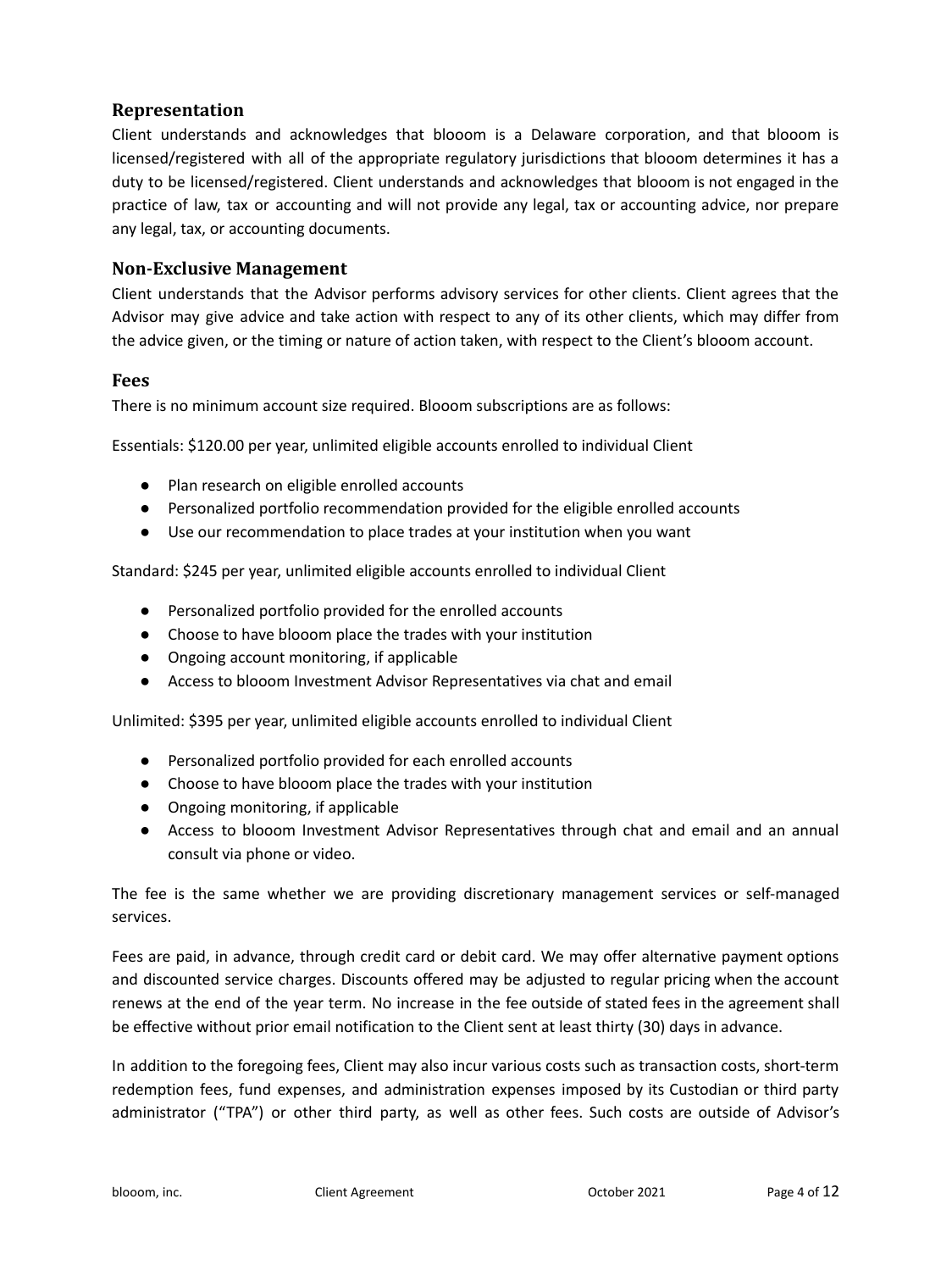## Representation

Client understands and acknowledges that blooom is a Delaware corporation, and that blooom is licensed/registered with all of the appropriate regulatory jurisdictions that blooom determines it has a duty to be licensed/registered. Client understands and acknowledges that blooom is not engaged in the practice of law, tax or accounting and will not provide any legal, tax or accounting advice, nor prepare any legal, tax, or accounting documents.

## Non-Exclusive Management

Client understands that the Advisor performs advisory services for other clients. Client agrees that the Advisor may give advice and take action with respect to any of its other clients, which may differ from the advice given, or the timing or nature of action taken, with respect to the Client's blooom account.

## Fees

There is no minimum account size required. Blooom subscriptions are as follows:

Essentials: $120.00 per year, unlimited eligible accounts enrolled to individual Client

- Plan research on eligible enrolled accounts
- Personalized portfolio recommendation provided for the eligible enrolled accounts
- Use our recommendation to place trades at your institution when you want

Standard: $245 per year, unlimited eligible accounts enrolled to individual Client

- Personalized portfolio provided for the enrolled accounts
- Choose to have blooom place the trades with your institution
- Ongoing account monitoring, if applicable
- Access to blooom Investment Advisor Representatives via chat and email

Unlimited: $395 per year, unlimited eligible accounts enrolled to individual Client

- Personalized portfolio provided for each enrolled accounts
- Choose to have blooom place the trades with your institution
- Ongoing monitoring, if applicable
- Access to blooom Investment Advisor Representatives through chat and email and an annual consult via phone or video.

The fee is the same whether we are providing discretionary management services or self-managed services.

Fees are paid, in advance, through credit card or debit card. We may offer alternative payment options and discounted service charges. Discounts offered may be adjusted to regular pricing when the account renews at the end of the year term. No increase in the fee outside of stated fees in the agreement shall be effective without prior email notification to the Client sent at least thirty (30) days in advance.

In addition to the foregoing fees, Client may also incur various costs such as transaction costs, short-term redemption fees, fund expenses, and administration expenses imposed by its Custodian or third party administrator ("TPA") or other third party, as well as other fees. Such costs are outside of Advisor's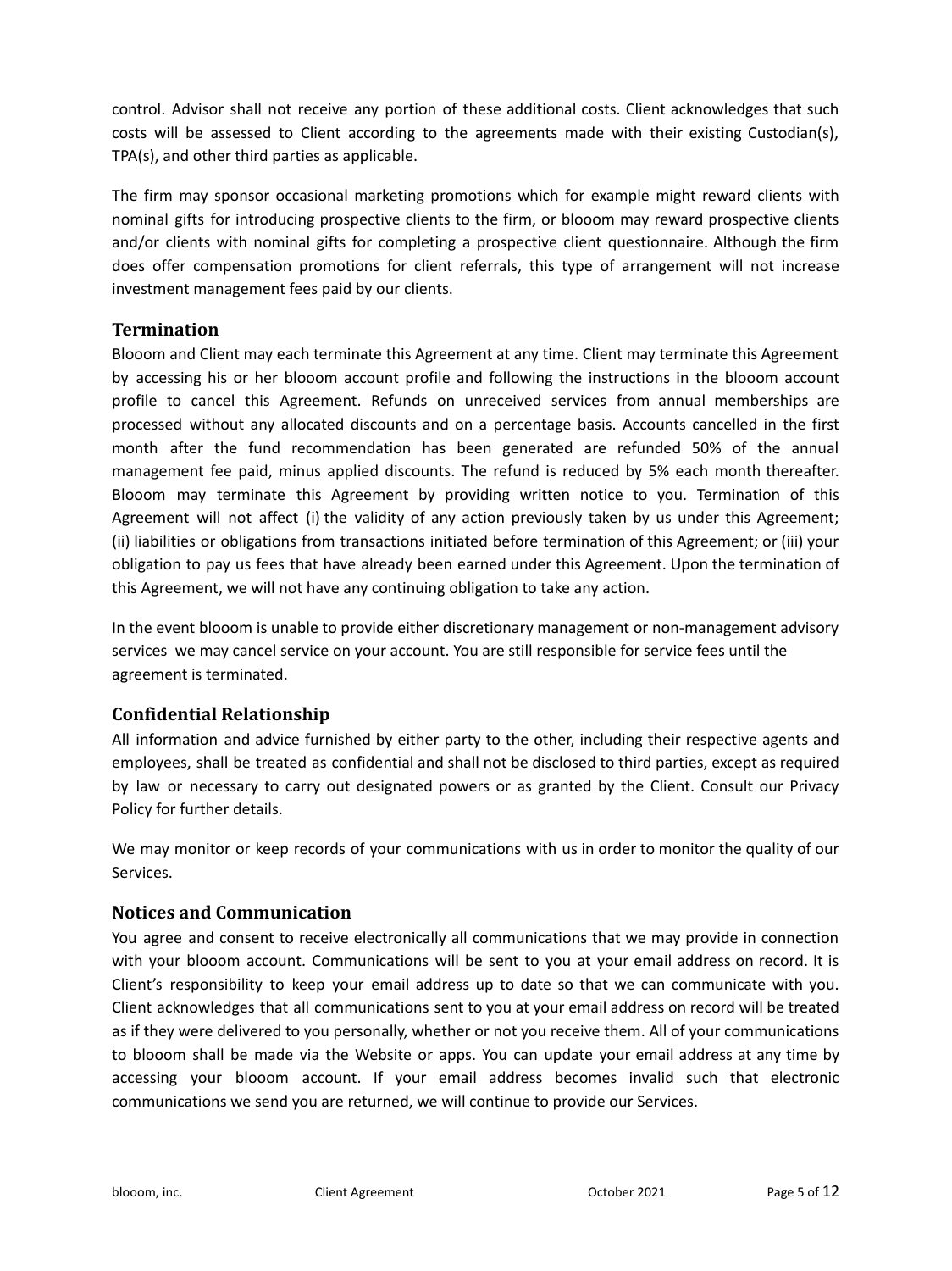control. Advisor shall not receive any portion of these additional costs. Client acknowledges that such costs will be assessed to Client according to the agreements made with their existing Custodian(s), TPA(s), and other third parties as applicable.

The firm may sponsor occasional marketing promotions which for example might reward clients with nominal gifts for introducing prospective clients to the firm, or blooom may reward prospective clients and/or clients with nominal gifts for completing a prospective client questionnaire. Although the firm does offer compensation promotions for client referrals, this type of arrangement will not increase investment management fees paid by our clients.

## Termination

Blooom and Client may each terminate this Agreement at any time. Client may terminate this Agreement by accessing his or her blooom account profile and following the instructions in the blooom account profile to cancel this Agreement. Refunds on unreceived services from annual memberships are processed without any allocated discounts and on a percentage basis. Accounts cancelled in the first month after the fund recommendation has been generated are refunded 50% of the annual management fee paid, minus applied discounts. The refund is reduced by 5% each month thereafter. Blooom may terminate this Agreement by providing written notice to you. Termination of this Agreement will not affect (i) the validity of any action previously taken by us under this Agreement; (ii) liabilities or obligations from transactions initiated before termination of this Agreement; or (iii) your obligation to pay us fees that have already been earned under this Agreement. Upon the termination of this Agreement, we will not have any continuing obligation to take any action.

In the event blooom is unable to provide either discretionary management or non-management advisory services we may cancel service on your account. You are still responsible for service fees until the agreement is terminated.

## Confidential Relationship

All information and advice furnished by either party to the other, including their respective agents and employees, shall be treated as confidential and shall not be disclosed to third parties, except as required by law or necessary to carry out designated powers or as granted by the Client. Consult our Privacy Policy for further details.

We may monitor or keep records of your communications with us in order to monitor the quality of our Services.

## Notices and Communication

You agree and consent to receive electronically all communications that we may provide in connection with your blooom account. Communications will be sent to you at your email address on record. It is Client's responsibility to keep your email address up to date so that we can communicate with you. Client acknowledges that all communications sent to you at your email address on record will be treated as if they were delivered to you personally, whether or not you receive them. All of your communications to blooom shall be made via the Website or apps. You can update your email address at any time by accessing your blooom account. If your email address becomes invalid such that electronic communications we send you are returned, we will continue to provide our Services.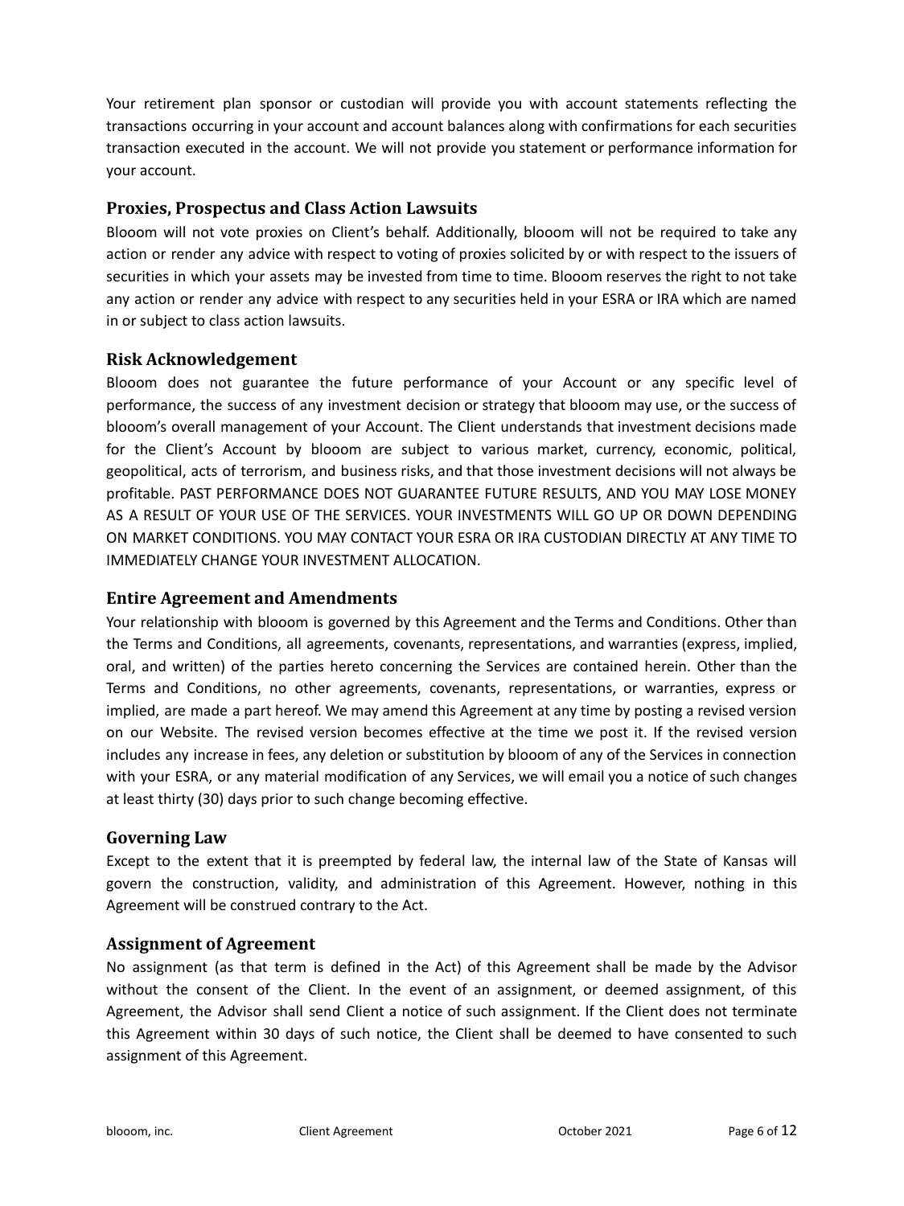Your retirement plan sponsor or custodian will provide you with account statements reflecting the transactions occurring in your account and account balances along with confirmations for each securities transaction executed in the account. We will not provide you statement or performance information for your account.

## Proxies, Prospectus and Class Action Lawsuits

Blooom will not vote proxies on Client's behalf. Additionally, blooom will not be required to take any action or render any advice with respect to voting of proxies solicited by or with respect to the issuers of securities in which your assets may be invested from time to time. Blooom reserves the right to not take any action or render any advice with respect to any securities held in your ESRA or IRA which are named in or subject to class action lawsuits.

## Risk Acknowledgement

Blooom does not guarantee the future performance of your Account or any specific level of performance, the success of any investment decision or strategy that blooom may use, or the success of blooom's overall management of your Account. The Client understands that investment decisions made for the Client's Account by blooom are subject to various market, currency, economic, political, geopolitical, acts of terrorism, and business risks, and that those investment decisions will not always be profitable. PAST PERFORMANCE DOES NOT GUARANTEE FUTURE RESULTS, AND YOU MAY LOSE MONEY AS A RESULT OF YOUR USE OF THE SERVICES. YOUR INVESTMENTS WILL GO UP OR DOWN DEPENDING ON MARKET CONDITIONS. YOU MAY CONTACT YOUR ESRA OR IRA CUSTODIAN DIRECTLY AT ANY TIME TO IMMEDIATELY CHANGE YOUR INVESTMENT ALLOCATION.

## Entire Agreement and Amendments

Your relationship with blooom is governed by this Agreement and the Terms and Conditions. Other than the Terms and Conditions, all agreements, covenants, representations, and warranties (express, implied, oral, and written) of the parties hereto concerning the Services are contained herein. Other than the Terms and Conditions, no other agreements, covenants, representations, or warranties, express or implied, are made a part hereof. We may amend this Agreement at any time by posting a revised version on our Website. The revised version becomes effective at the time we post it. If the revised version includes any increase in fees, any deletion or substitution by blooom of any of the Services in connection with your ESRA, or any material modification of any Services, we will email you a notice of such changes at least thirty (30) days prior to such change becoming effective.

## Governing Law

Except to the extent that it is preempted by federal law, the internal law of the State of Kansas will govern the construction, validity, and administration of this Agreement. However, nothing in this Agreement will be construed contrary to the Act.

## Assignment of Agreement

No assignment (as that term is defined in the Act) of this Agreement shall be made by the Advisor without the consent of the Client. In the event of an assignment, or deemed assignment, of this Agreement, the Advisor shall send Client a notice of such assignment. If the Client does not terminate this Agreement within 30 days of such notice, the Client shall be deemed to have consented to such assignment of this Agreement.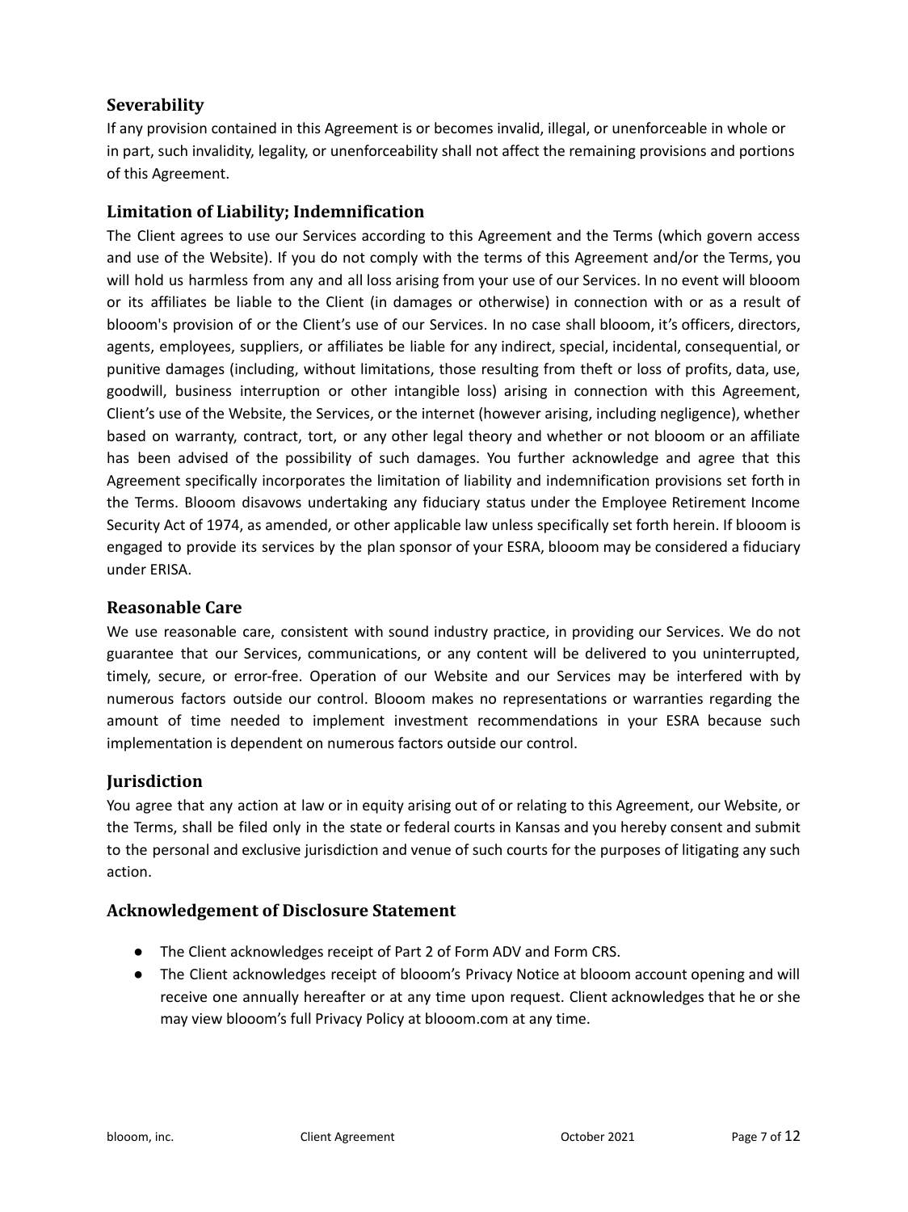## Severability

If any provision contained in this Agreement is or becomes invalid, illegal, or unenforceable in whole or in part, such invalidity, legality, or unenforceability shall not affect the remaining provisions and portions of this Agreement.

## Limitation of Liability; Indemnification

The Client agrees to use our Services according to this Agreement and the Terms (which govern access and use of the Website). If you do not comply with the terms of this Agreement and/or the Terms, you will hold us harmless from any and all loss arising from your use of our Services. In no event will blooom or its affiliates be liable to the Client (in damages or otherwise) in connection with or as a result of blooom's provision of or the Client's use of our Services. In no case shall blooom, it's officers, directors, agents, employees, suppliers, or affiliates be liable for any indirect, special, incidental, consequential, or punitive damages (including, without limitations, those resulting from theft or loss of profits, data, use, goodwill, business interruption or other intangible loss) arising in connection with this Agreement, Client's use of the Website, the Services, or the internet (however arising, including negligence), whether based on warranty, contract, tort, or any other legal theory and whether or not blooom or an affiliate has been advised of the possibility of such damages. You further acknowledge and agree that this Agreement specifically incorporates the limitation of liability and indemnification provisions set forth in the Terms. Blooom disavows undertaking any fiduciary status under the Employee Retirement Income Security Act of 1974, as amended, or other applicable law unless specifically set forth herein. If blooom is engaged to provide its services by the plan sponsor of your ESRA, blooom may be considered a fiduciary under ERISA.

## Reasonable Care

We use reasonable care, consistent with sound industry practice, in providing our Services. We do not guarantee that our Services, communications, or any content will be delivered to you uninterrupted, timely, secure, or error-free. Operation of our Website and our Services may be interfered with by numerous factors outside our control. Blooom makes no representations or warranties regarding the amount of time needed to implement investment recommendations in your ESRA because such implementation is dependent on numerous factors outside our control.

## Jurisdiction

You agree that any action at law or in equity arising out of or relating to this Agreement, our Website, or the Terms, shall be filed only in the state or federal courts in Kansas and you hereby consent and submit to the personal and exclusive jurisdiction and venue of such courts for the purposes of litigating any such action.

## Acknowledgement of Disclosure Statement

- The Client acknowledges receipt of Part 2 of Form ADV and Form CRS.
- The Client acknowledges receipt of blooom's Privacy Notice at blooom account opening and will receive one annually hereafter or at any time upon request. Client acknowledges that he or she may view blooom's full Privacy Policy at blooom.com at any time.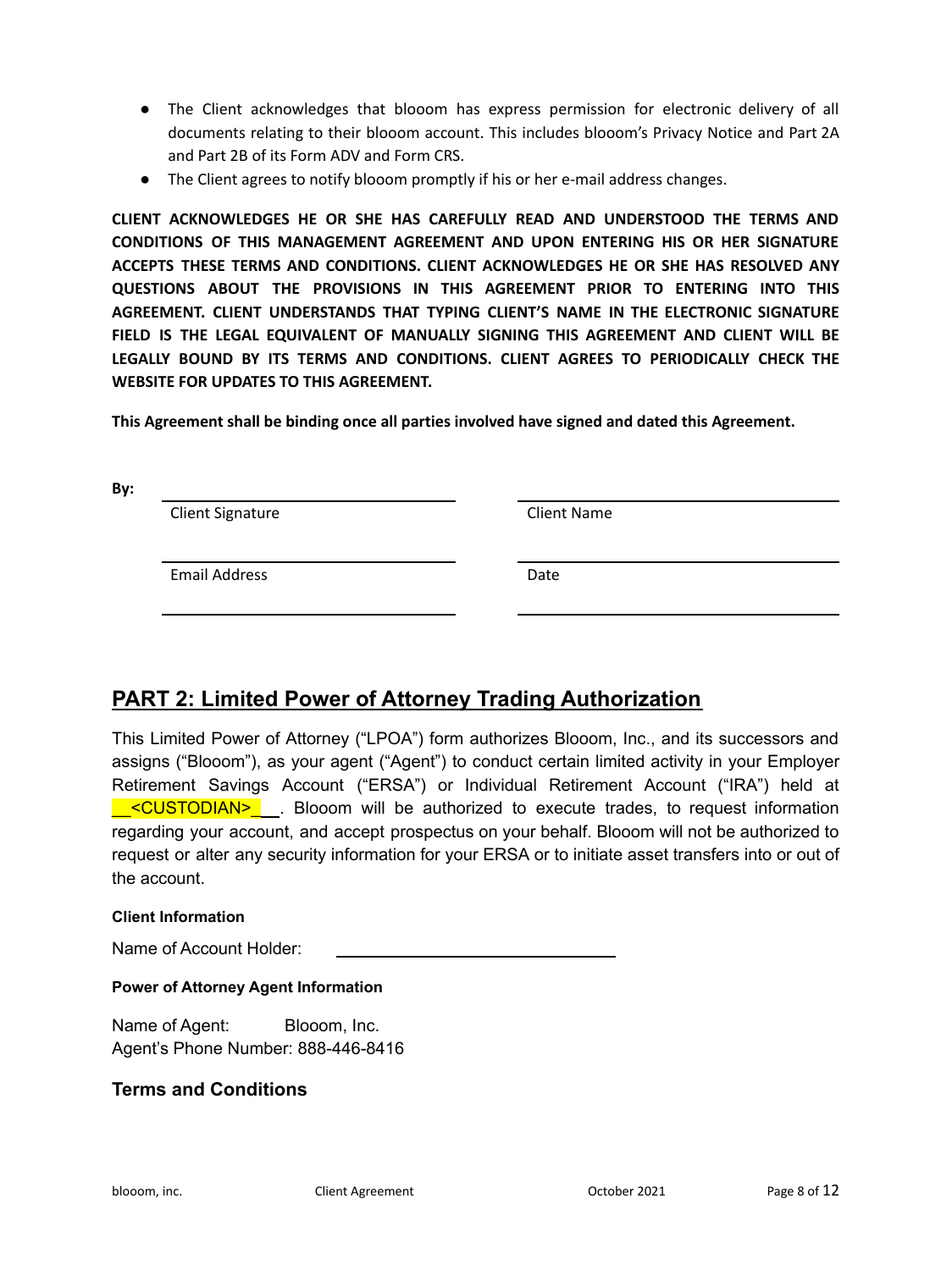- The Client acknowledges that blooom has express permission for electronic delivery of all documents relating to their blooom account. This includes blooom's Privacy Notice and Part 2A and Part 2B of its Form ADV and Form CRS.
- The Client agrees to notify blooom promptly if his or her e-mail address changes.

**CLIENT ACKNOWLEDGES HE OR SHE HAS CAREFULLY READ AND UNDERSTOOD THE TERMS AND CONDITIONS OF THIS MANAGEMENT AGREEMENT AND UPON ENTERING HIS OR HER SIGNATURE ACCEPTS THESE TERMS AND CONDITIONS. CLIENT ACKNOWLEDGES HE OR SHE HAS RESOLVED ANY QUESTIONS ABOUT THE PROVISIONS IN THIS AGREEMENT PRIOR TO ENTERING INTO THIS AGREEMENT. CLIENT UNDERSTANDS THAT TYPING CLIENT'S NAME IN THE ELECTRONIC SIGNATURE FIELD IS THE LEGAL EQUIVALENT OF MANUALLY SIGNING THIS AGREEMENT AND CLIENT WILL BE LEGALLY BOUND BY ITS TERMS AND CONDITIONS. CLIENT AGREES TO PERIODICALLY CHECK THE WEBSITE FOR UPDATES TO THIS AGREEMENT.**

**This Agreement shall be binding once all parties involved have signed and dated this Agreement.**

**By:**

| | |
|---|---|
| ______________________ | ______________________ |
| Client Signature | Client Name |
| ______________________ | ______________________ |
| Email Address | Date |
| ______________________ | ______________________ |

## PART 2: Limited Power of Attorney Trading Authorization

This Limited Power of Attorney ("LPOA") form authorizes Blooom, Inc., and its successors and assigns ("Blooom"), as your agent ("Agent") to conduct certain limited activity in your Employer Retirement Savings Account ("ERSA") or Individual Retirement Account ("IRA") held at __<CUSTODIAN>___. Blooom will be authorized to execute trades, to request information regarding your account, and accept prospectus on your behalf. Blooom will not be authorized to request or alter any security information for your ERSA or to initiate asset transfers into or out of the account.

**Client Information**

Name of Account Holder: ______________________

**Power of Attorney Agent Information**

Name of Agent: Blooom, Inc.
Agent's Phone Number: 888-446-8416

### Terms and Conditions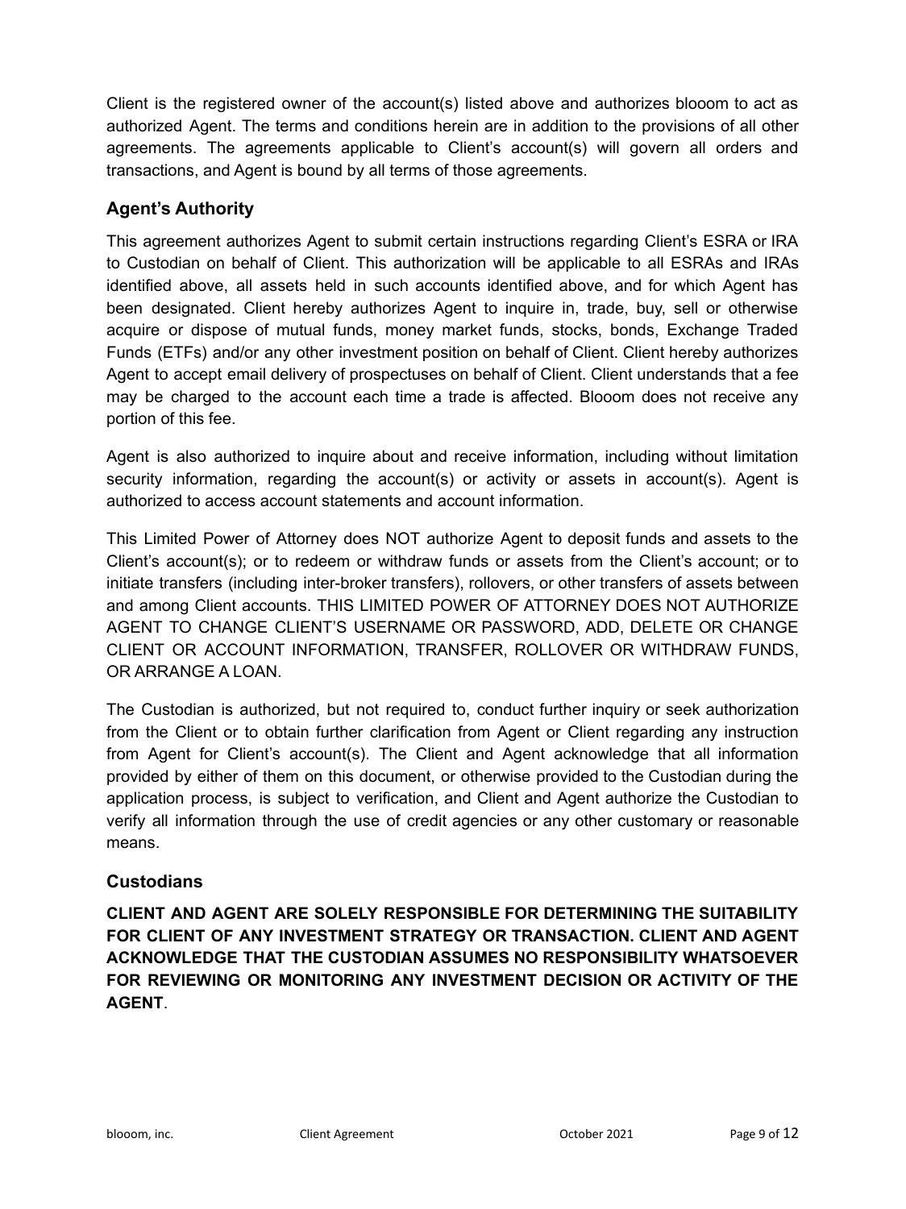Client is the registered owner of the account(s) listed above and authorizes blooom to act as authorized Agent. The terms and conditions herein are in addition to the provisions of all other agreements. The agreements applicable to Client's account(s) will govern all orders and transactions, and Agent is bound by all terms of those agreements.

## Agent's Authority

This agreement authorizes Agent to submit certain instructions regarding Client's ESRA or IRA to Custodian on behalf of Client. This authorization will be applicable to all ESRAs and IRAs identified above, all assets held in such accounts identified above, and for which Agent has been designated. Client hereby authorizes Agent to inquire in, trade, buy, sell or otherwise acquire or dispose of mutual funds, money market funds, stocks, bonds, Exchange Traded Funds (ETFs) and/or any other investment position on behalf of Client. Client hereby authorizes Agent to accept email delivery of prospectuses on behalf of Client. Client understands that a fee may be charged to the account each time a trade is affected. Blooom does not receive any portion of this fee.

Agent is also authorized to inquire about and receive information, including without limitation security information, regarding the account(s) or activity or assets in account(s). Agent is authorized to access account statements and account information.

This Limited Power of Attorney does NOT authorize Agent to deposit funds and assets to the Client's account(s); or to redeem or withdraw funds or assets from the Client's account; or to initiate transfers (including inter-broker transfers), rollovers, or other transfers of assets between and among Client accounts. THIS LIMITED POWER OF ATTORNEY DOES NOT AUTHORIZE AGENT TO CHANGE CLIENT'S USERNAME OR PASSWORD, ADD, DELETE OR CHANGE CLIENT OR ACCOUNT INFORMATION, TRANSFER, ROLLOVER OR WITHDRAW FUNDS, OR ARRANGE A LOAN.

The Custodian is authorized, but not required to, conduct further inquiry or seek authorization from the Client or to obtain further clarification from Agent or Client regarding any instruction from Agent for Client's account(s). The Client and Agent acknowledge that all information provided by either of them on this document, or otherwise provided to the Custodian during the application process, is subject to verification, and Client and Agent authorize the Custodian to verify all information through the use of credit agencies or any other customary or reasonable means.

## Custodians

**CLIENT AND AGENT ARE SOLELY RESPONSIBLE FOR DETERMINING THE SUITABILITY FOR CLIENT OF ANY INVESTMENT STRATEGY OR TRANSACTION. CLIENT AND AGENT ACKNOWLEDGE THAT THE CUSTODIAN ASSUMES NO RESPONSIBILITY WHATSOEVER FOR REVIEWING OR MONITORING ANY INVESTMENT DECISION OR ACTIVITY OF THE AGENT**.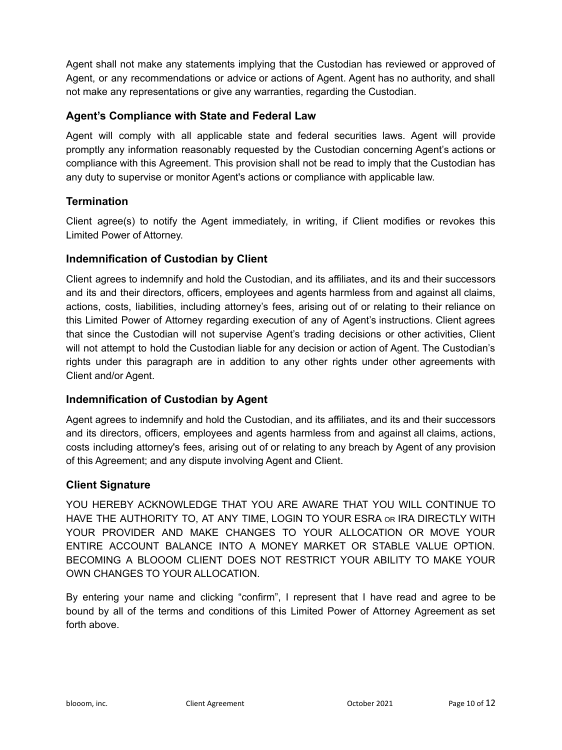Agent shall not make any statements implying that the Custodian has reviewed or approved of Agent, or any recommendations or advice or actions of Agent. Agent has no authority, and shall not make any representations or give any warranties, regarding the Custodian.

### Agent's Compliance with State and Federal Law

Agent will comply with all applicable state and federal securities laws. Agent will provide promptly any information reasonably requested by the Custodian concerning Agent's actions or compliance with this Agreement. This provision shall not be read to imply that the Custodian has any duty to supervise or monitor Agent's actions or compliance with applicable law.

### Termination

Client agree(s) to notify the Agent immediately, in writing, if Client modifies or revokes this Limited Power of Attorney.

### Indemnification of Custodian by Client

Client agrees to indemnify and hold the Custodian, and its affiliates, and its and their successors and its and their directors, officers, employees and agents harmless from and against all claims, actions, costs, liabilities, including attorney's fees, arising out of or relating to their reliance on this Limited Power of Attorney regarding execution of any of Agent's instructions. Client agrees that since the Custodian will not supervise Agent's trading decisions or other activities, Client will not attempt to hold the Custodian liable for any decision or action of Agent. The Custodian's rights under this paragraph are in addition to any other rights under other agreements with Client and/or Agent.

### Indemnification of Custodian by Agent

Agent agrees to indemnify and hold the Custodian, and its affiliates, and its and their successors and its directors, officers, employees and agents harmless from and against all claims, actions, costs including attorney's fees, arising out of or relating to any breach by Agent of any provision of this Agreement; and any dispute involving Agent and Client.

### Client Signature

YOU HEREBY ACKNOWLEDGE THAT YOU ARE AWARE THAT YOU WILL CONTINUE TO HAVE THE AUTHORITY TO, AT ANY TIME, LOGIN TO YOUR ESRA OR IRA DIRECTLY WITH YOUR PROVIDER AND MAKE CHANGES TO YOUR ALLOCATION OR MOVE YOUR ENTIRE ACCOUNT BALANCE INTO A MONEY MARKET OR STABLE VALUE OPTION. BECOMING A BLOOOM CLIENT DOES NOT RESTRICT YOUR ABILITY TO MAKE YOUR OWN CHANGES TO YOUR ALLOCATION.

By entering your name and clicking "confirm", I represent that I have read and agree to be bound by all of the terms and conditions of this Limited Power of Attorney Agreement as set forth above.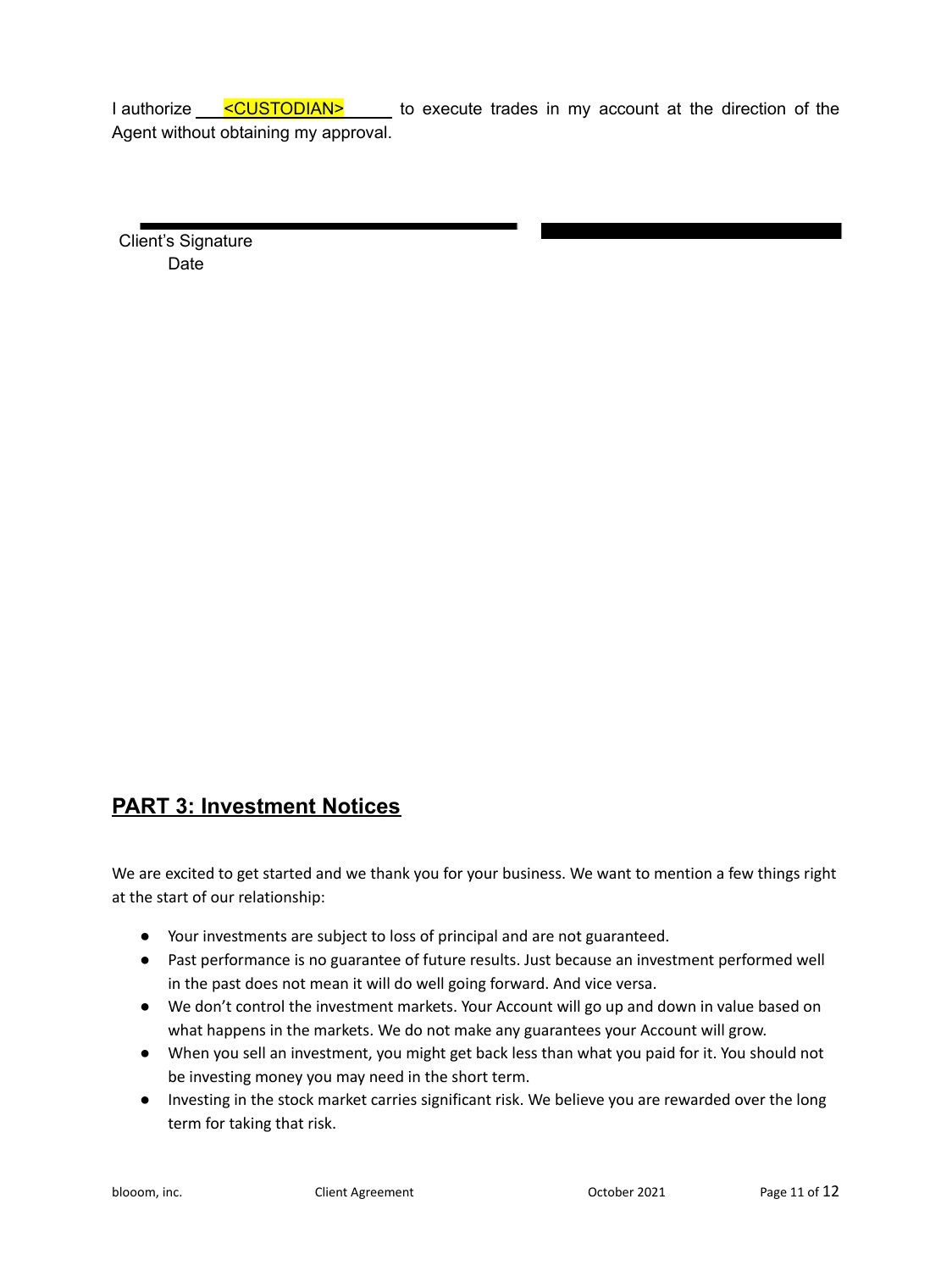I authorize <CUSTODIAN> to execute trades in my account at the direction of the Agent without obtaining my approval.

Client's Signature

Date

## PART 3: Investment Notices

We are excited to get started and we thank you for your business. We want to mention a few things right at the start of our relationship:

- Your investments are subject to loss of principal and are not guaranteed.
- Past performance is no guarantee of future results. Just because an investment performed well in the past does not mean it will do well going forward. And vice versa.
- We don't control the investment markets. Your Account will go up and down in value based on what happens in the markets. We do not make any guarantees your Account will grow.
- When you sell an investment, you might get back less than what you paid for it. You should not be investing money you may need in the short term.
- Investing in the stock market carries significant risk. We believe you are rewarded over the long term for taking that risk.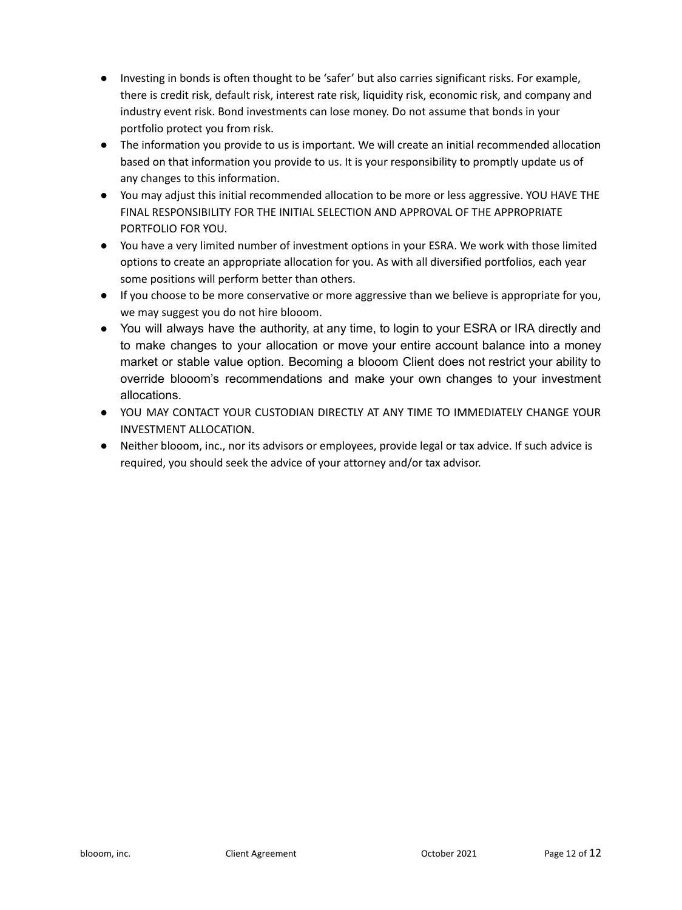- Investing in bonds is often thought to be 'safer' but also carries significant risks. For example, there is credit risk, default risk, interest rate risk, liquidity risk, economic risk, and company and industry event risk. Bond investments can lose money. Do not assume that bonds in your portfolio protect you from risk.
- The information you provide to us is important. We will create an initial recommended allocation based on that information you provide to us. It is your responsibility to promptly update us of any changes to this information.
- You may adjust this initial recommended allocation to be more or less aggressive. YOU HAVE THE FINAL RESPONSIBILITY FOR THE INITIAL SELECTION AND APPROVAL OF THE APPROPRIATE PORTFOLIO FOR YOU.
- You have a very limited number of investment options in your ESRA. We work with those limited options to create an appropriate allocation for you. As with all diversified portfolios, each year some positions will perform better than others.
- If you choose to be more conservative or more aggressive than we believe is appropriate for you, we may suggest you do not hire blooom.
- You will always have the authority, at any time, to login to your ESRA or IRA directly and to make changes to your allocation or move your entire account balance into a money market or stable value option. Becoming a blooom Client does not restrict your ability to override blooom's recommendations and make your own changes to your investment allocations.
- YOU MAY CONTACT YOUR CUSTODIAN DIRECTLY AT ANY TIME TO IMMEDIATELY CHANGE YOUR INVESTMENT ALLOCATION.
- Neither blooom, inc., nor its advisors or employees, provide legal or tax advice. If such advice is required, you should seek the advice of your attorney and/or tax advisor.